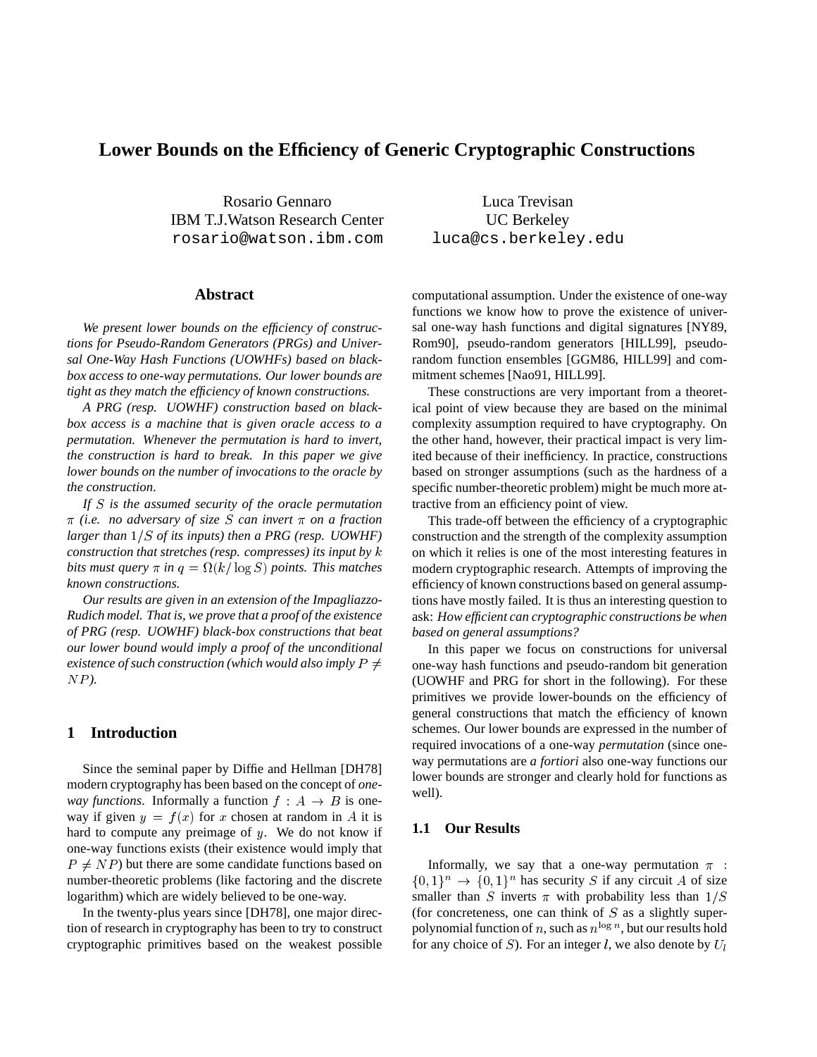# Lower Bounds on the Efficiency of Generic Cryptographic Constructions

Rosario Gennaro
IBM T.J.Watson Research Center
rosario@watson.ibm.com

Luca Trevisan
UC Berkeley
luca@cs.berkeley.edu

## Abstract

*We present lower bounds on the efficiency of constructions for Pseudo-Random Generators (PRGs) and Universal One-Way Hash Functions (UOWHFs) based on black-box access to one-way permutations. Our lower bounds are tight as they match the efficiency of known constructions.*

*A PRG (resp. UOWHF) construction based on black-box access is a machine that is given oracle access to a permutation. Whenever the permutation is hard to invert, the construction is hard to break. In this paper we give lower bounds on the number of invocations to the oracle by the construction.*

*If $S$ is the assumed security of the oracle permutation $\pi$ (i.e. no adversary of size $S$ can invert $\pi$ on a fraction larger than $1/S$ of its inputs) then a PRG (resp. UOWHF) construction that stretches (resp. compresses) its input by $k$ bits must query $\pi$ in $q = \Omega(k/\log S)$ points. This matches known constructions.*

*Our results are given in an extension of the Impagliazzo-Rudich model. That is, we prove that a proof of the existence of PRG (resp. UOWHF) black-box constructions that beat our lower bound would imply a proof of the unconditional existence of such construction (which would also imply $P \neq NP$).*

## 1 Introduction

Since the seminal paper by Diffie and Hellman [DH78] modern cryptography has been based on the concept of *one-way functions*. Informally a function $f : A \to B$ is one-way if given $y = f(x)$ for $x$ chosen at random in $A$ it is hard to compute any preimage of $y$. We do not know if one-way functions exists (their existence would imply that $P \neq NP$) but there are some candidate functions based on number-theoretic problems (like factoring and the discrete logarithm) which are widely believed to be one-way.

In the twenty-plus years since [DH78], one major direction of research in cryptography has been to try to construct cryptographic primitives based on the weakest possible computational assumption. Under the existence of one-way functions we know how to prove the existence of universal one-way hash functions and digital signatures [NY89, Rom90], pseudo-random generators [HILL99], pseudo-random function ensembles [GGM86, HILL99] and commitment schemes [Nao91, HILL99].

These constructions are very important from a theoretical point of view because they are based on the minimal complexity assumption required to have cryptography. On the other hand, however, their practical impact is very limited because of their inefficiency. In practice, constructions based on stronger assumptions (such as the hardness of a specific number-theoretic problem) might be much more attractive from an efficiency point of view.

This trade-off between the efficiency of a cryptographic construction and the strength of the complexity assumption on which it relies is one of the most interesting features in modern cryptographic research. Attempts of improving the efficiency of known constructions based on general assumptions have mostly failed. It is thus an interesting question to ask: *How efficient can cryptographic constructions be when based on general assumptions?*

In this paper we focus on constructions for universal one-way hash functions and pseudo-random bit generation (UOWHF and PRG for short in the following). For these primitives we provide lower-bounds on the efficiency of general constructions that match the efficiency of known schemes. Our lower bounds are expressed in the number of required invocations of a one-way *permutation* (since one-way permutations are *a fortiori* also one-way functions our lower bounds are stronger and clearly hold for functions as well).

### 1.1 Our Results

Informally, we say that a one-way permutation $\pi : \{0,1\}^n \to \{0,1\}^n$ has security $S$ if any circuit $A$ of size smaller than $S$ inverts $\pi$ with probability less than $1/S$ (for concreteness, one can think of $S$ as a slightly super-polynomial function of $n$, such as $n^{\log n}$, but our results hold for any choice of $S$). For an integer $l$, we also denote by $U_l$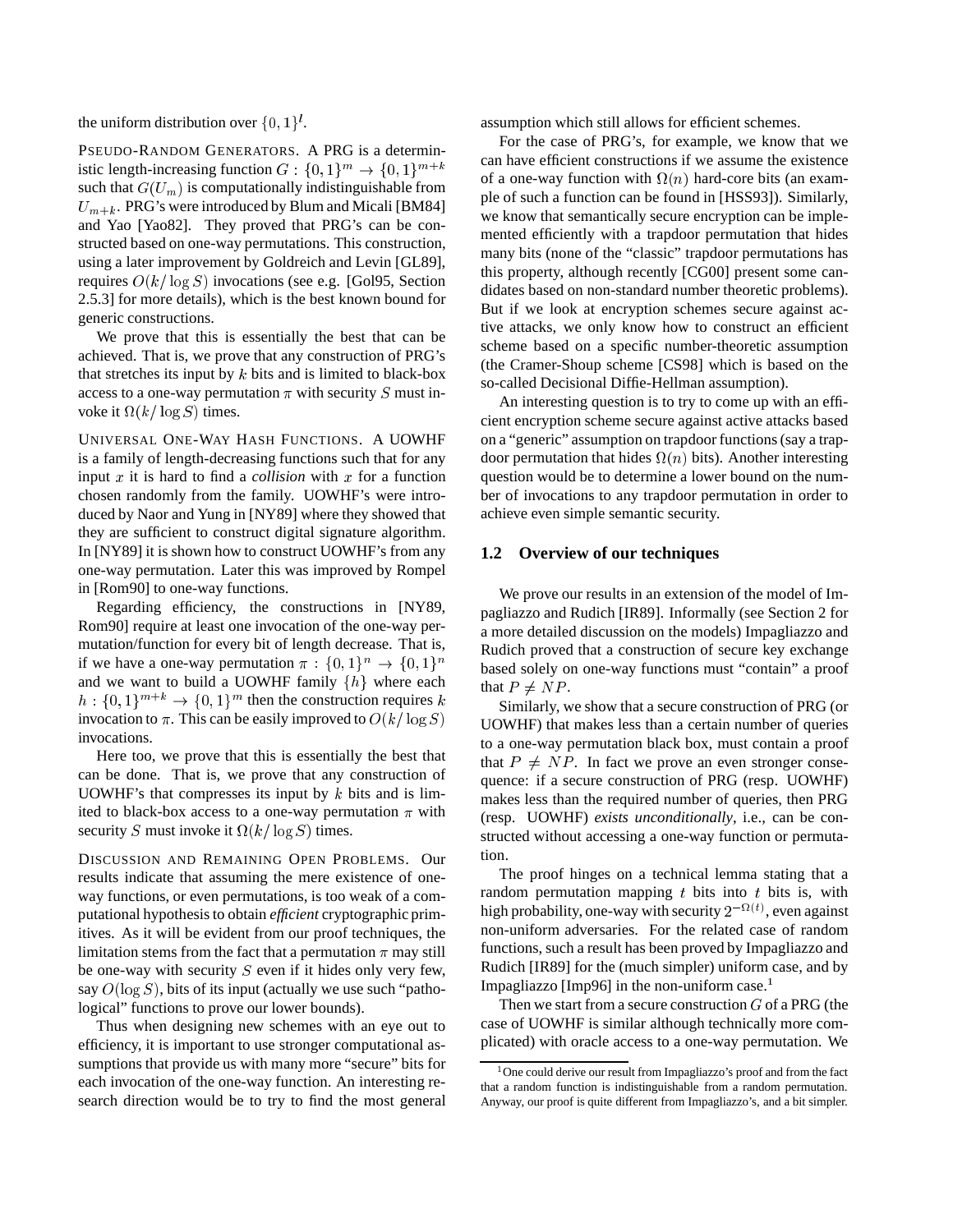the uniform distribution over $\{0,1\}^l$.

PSEUDO-RANDOM GENERATORS. A PRG is a deterministic length-increasing function $G : \{0,1\}^m \to \{0,1\}^{m+k}$ such that $G(U_m)$ is computationally indistinguishable from $U_{m+k}$. PRG's were introduced by Blum and Micali [BM84] and Yao [Yao82]. They proved that PRG's can be constructed based on one-way permutations. This construction, using a later improvement by Goldreich and Levin [GL89], requires $O(k/\log S)$ invocations (see e.g. [Gol95, Section 2.5.3] for more details), which is the best known bound for generic constructions.

We prove that this is essentially the best that can be achieved. That is, we prove that any construction of PRG's that stretches its input by $k$ bits and is limited to black-box access to a one-way permutation $\pi$ with security $S$ must invoke it $\Omega(k/\log S)$ times.

UNIVERSAL ONE-WAY HASH FUNCTIONS. A UOWHF is a family of length-decreasing functions such that for any input $x$ it is hard to find a *collision* with $x$ for a function chosen randomly from the family. UOWHF's were introduced by Naor and Yung in [NY89] where they showed that they are sufficient to construct digital signature algorithm. In [NY89] it is shown how to construct UOWHF's from any one-way permutation. Later this was improved by Rompel in [Rom90] to one-way functions.

Regarding efficiency, the constructions in [NY89, Rom90] require at least one invocation of the one-way permutation/function for every bit of length decrease. That is, if we have a one-way permutation $\pi : \{0,1\}^n \to \{0,1\}^n$ and we want to build a UOWHF family $\{h\}$ where each $h : \{0,1\}^{m+k} \to \{0,1\}^m$ then the construction requires $k$ invocation to $\pi$. This can be easily improved to $O(k/\log S)$ invocations.

Here too, we prove that this is essentially the best that can be done. That is, we prove that any construction of UOWHF's that compresses its input by $k$ bits and is limited to black-box access to a one-way permutation $\pi$ with security $S$ must invoke it $\Omega(k/\log S)$ times.

DISCUSSION AND REMAINING OPEN PROBLEMS. Our results indicate that assuming the mere existence of one-way functions, or even permutations, is too weak of a computational hypothesis to obtain *efficient* cryptographic primitives. As it will be evident from our proof techniques, the limitation stems from the fact that a permutation $\pi$ may still be one-way with security $S$ even if it hides only very few, say $O(\log S)$, bits of its input (actually we use such "pathological" functions to prove our lower bounds).

Thus when designing new schemes with an eye out to efficiency, it is important to use stronger computational assumptions that provide us with many more "secure" bits for each invocation of the one-way function. An interesting research direction would be to try to find the most general assumption which still allows for efficient schemes.

For the case of PRG's, for example, we know that we can have efficient constructions if we assume the existence of a one-way function with $\Omega(n)$ hard-core bits (an example of such a function can be found in [HSS93]). Similarly, we know that semantically secure encryption can be implemented efficiently with a trapdoor permutation that hides many bits (none of the "classic" trapdoor permutations has this property, although recently [CG00] present some candidates based on non-standard number theoretic problems). But if we look at encryption schemes secure against active attacks, we only know how to construct an efficient scheme based on a specific number-theoretic assumption (the Cramer-Shoup scheme [CS98] which is based on the so-called Decisional Diffie-Hellman assumption).

An interesting question is to try to come up with an efficient encryption scheme secure against active attacks based on a "generic" assumption on trapdoor functions (say a trapdoor permutation that hides $\Omega(n)$ bits). Another interesting question would be to determine a lower bound on the number of invocations to any trapdoor permutation in order to achieve even simple semantic security.

## 1.2 Overview of our techniques

We prove our results in an extension of the model of Impagliazzo and Rudich [IR89]. Informally (see Section 2 for a more detailed discussion on the models) Impagliazzo and Rudich proved that a construction of secure key exchange based solely on one-way functions must "contain" a proof that $P \neq NP$.

Similarly, we show that a secure construction of PRG (or UOWHF) that makes less than a certain number of queries to a one-way permutation black box, must contain a proof that $P \neq NP$. In fact we prove an even stronger consequence: if a secure construction of PRG (resp. UOWHF) makes less than the required number of queries, then PRG (resp. UOWHF) *exists unconditionally*, i.e., can be constructed without accessing a one-way function or permutation.

The proof hinges on a technical lemma stating that a random permutation mapping $t$ bits into $t$ bits is, with high probability, one-way with security $2^{-\Omega(t)}$, even against non-uniform adversaries. For the related case of random functions, such a result has been proved by Impagliazzo and Rudich [IR89] for the (much simpler) uniform case, and by Impagliazzo [Imp96] in the non-uniform case.[1]

Then we start from a secure construction $G$ of a PRG (the case of UOWHF is similar although technically more complicated) with oracle access to a one-way permutation. We

[1] One could derive our result from Impagliazzo's proof and from the fact that a random function is indistinguishable from a random permutation. Anyway, our proof is quite different from Impagliazzo's, and a bit simpler.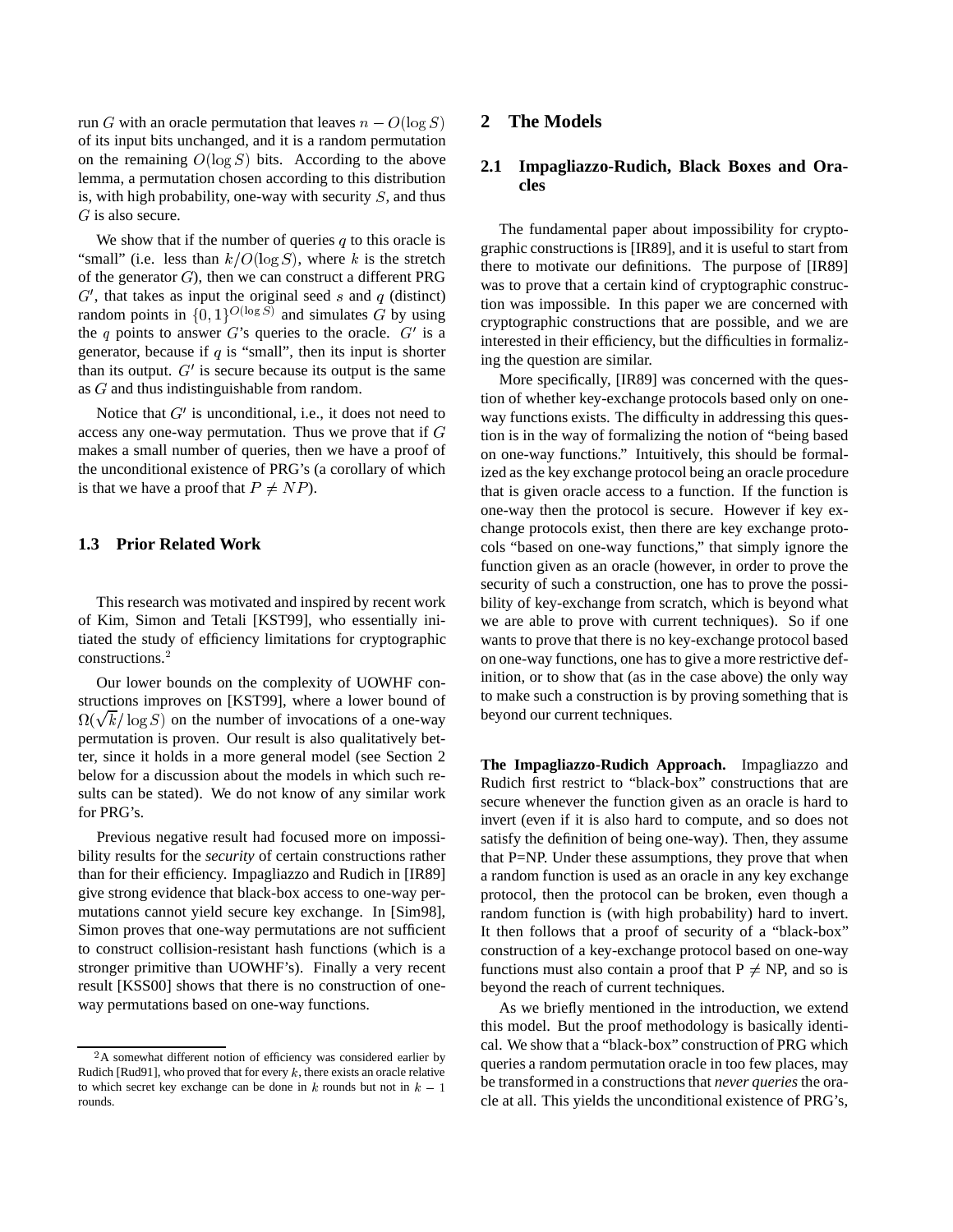run $G$ with an oracle permutation that leaves $n - O(\log S)$ of its input bits unchanged, and it is a random permutation on the remaining $O(\log S)$ bits. According to the above lemma, a permutation chosen according to this distribution is, with high probability, one-way with security $S$, and thus $G$ is also secure.

We show that if the number of queries $q$ to this oracle is "small" (i.e. less than $k/O(\log S)$, where $k$ is the stretch of the generator $G$), then we can construct a different PRG $G'$, that takes as input the original seed $s$ and $q$ (distinct) random points in $\{0,1\}^{O(\log S)}$ and simulates $G$ by using the $q$ points to answer $G$'s queries to the oracle. $G'$ is a generator, because if $q$ is "small", then its input is shorter than its output. $G'$ is secure because its output is the same as $G$ and thus indistinguishable from random.

Notice that $G'$ is unconditional, i.e., it does not need to access any one-way permutation. Thus we prove that if $G$ makes a small number of queries, then we have a proof of the unconditional existence of PRG's (a corollary of which is that we have a proof that $P \neq NP$).

### 1.3 Prior Related Work

This research was motivated and inspired by recent work of Kim, Simon and Tetali [KST99], who essentially initiated the study of efficiency limitations for cryptographic constructions.[2]

Our lower bounds on the complexity of UOWHF constructions improves on [KST99], where a lower bound of $\Omega(\sqrt{k}/\log S)$ on the number of invocations of a one-way permutation is proven. Our result is also qualitatively better, since it holds in a more general model (see Section 2 below for a discussion about the models in which such results can be stated). We do not know of any similar work for PRG's.

Previous negative result had focused more on impossibility results for the *security* of certain constructions rather than for their efficiency. Impagliazzo and Rudich in [IR89] give strong evidence that black-box access to one-way permutations cannot yield secure key exchange. In [Sim98], Simon proves that one-way permutations are not sufficient to construct collision-resistant hash functions (which is a stronger primitive than UOWHF's). Finally a very recent result [KSS00] shows that there is no construction of one-way permutations based on one-way functions.

[2] A somewhat different notion of efficiency was considered earlier by Rudich [Rud91], who proved that for every $k$, there exists an oracle relative to which secret key exchange can be done in $k$ rounds but not in $k-1$ rounds.

## 2 The Models

### 2.1 Impagliazzo-Rudich, Black Boxes and Oracles

The fundamental paper about impossibility for cryptographic constructions is [IR89], and it is useful to start from there to motivate our definitions. The purpose of [IR89] was to prove that a certain kind of cryptographic construction was impossible. In this paper we are concerned with cryptographic constructions that are possible, and we are interested in their efficiency, but the difficulties in formalizing the question are similar.

More specifically, [IR89] was concerned with the question of whether key-exchange protocols based only on one-way functions exists. The difficulty in addressing this question is in the way of formalizing the notion of "being based on one-way functions." Intuitively, this should be formalized as the key exchange protocol being an oracle procedure that is given oracle access to a function. If the function is one-way then the protocol is secure. However if key exchange protocols exist, then there are key exchange protocols "based on one-way functions," that simply ignore the function given as an oracle (however, in order to prove the security of such a construction, one has to prove the possibility of key-exchange from scratch, which is beyond what we are able to prove with current techniques). So if one wants to prove that there is no key-exchange protocol based on one-way functions, one has to give a more restrictive definition, or to show that (as in the case above) the only way to make such a construction is by proving something that is beyond our current techniques.

**The Impagliazzo-Rudich Approach.** Impagliazzo and Rudich first restrict to "black-box" constructions that are secure whenever the function given as an oracle is hard to invert (even if it is also hard to compute, and so does not satisfy the definition of being one-way). Then, they assume that P=NP. Under these assumptions, they prove that when a random function is used as an oracle in any key exchange protocol, then the protocol can be broken, even though a random function is (with high probability) hard to invert. It then follows that a proof of security of a "black-box" construction of a key-exchange protocol based on one-way functions must also contain a proof that P $\neq$ NP, and so is beyond the reach of current techniques.

As we briefly mentioned in the introduction, we extend this model. But the proof methodology is basically identical. We show that a "black-box" construction of PRG which queries a random permutation oracle in too few places, may be transformed in a constructions that *never queries* the oracle at all. This yields the unconditional existence of PRG's,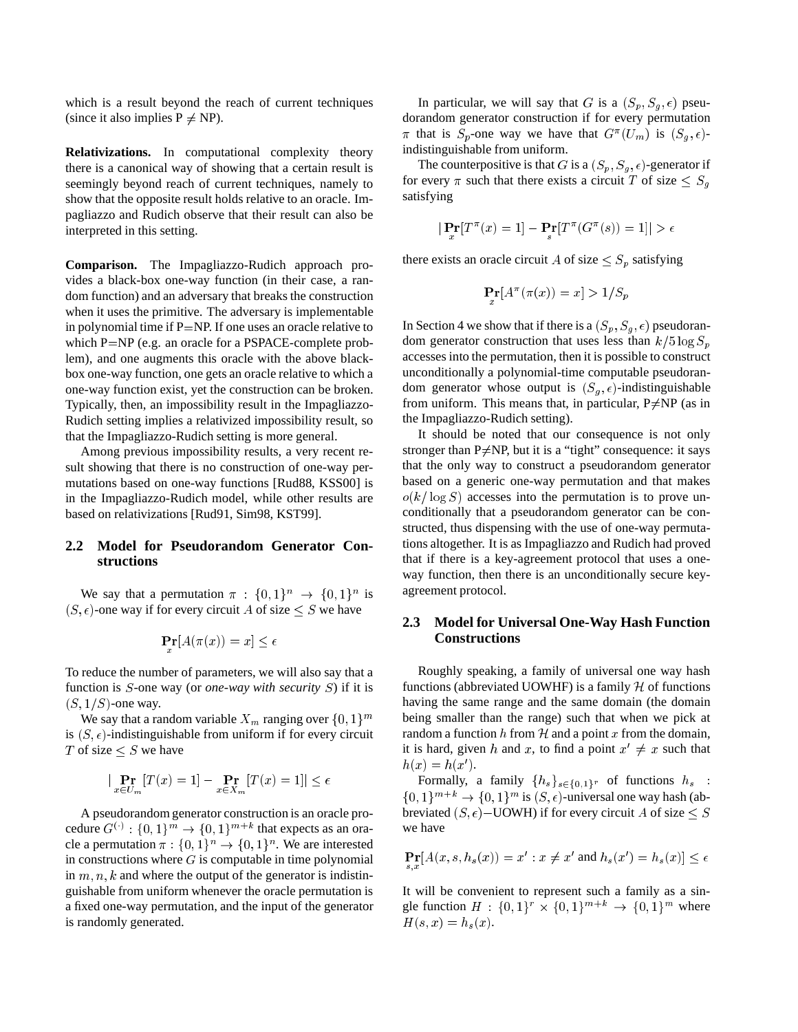which is a result beyond the reach of current techniques (since it also implies P $\neq$ NP).

**Relativizations.** In computational complexity theory there is a canonical way of showing that a certain result is seemingly beyond reach of current techniques, namely to show that the opposite result holds relative to an oracle. Impagliazzo and Rudich observe that their result can also be interpreted in this setting.

**Comparison.** The Impagliazzo-Rudich approach provides a black-box one-way function (in their case, a random function) and an adversary that breaks the construction when it uses the primitive. The adversary is implementable in polynomial time if P=NP. If one uses an oracle relative to which P=NP (e.g. an oracle for a PSPACE-complete problem), and one augments this oracle with the above black-box one-way function, one gets an oracle relative to which a one-way function exist, yet the construction can be broken. Typically, then, an impossibility result in the Impagliazzo-Rudich setting implies a relativized impossibility result, so that the Impagliazzo-Rudich setting is more general.

Among previous impossibility results, a very recent result showing that there is no construction of one-way permutations based on one-way functions [Rud88, KSS00] is in the Impagliazzo-Rudich model, while other results are based on relativizations [Rud91, Sim98, KST99].

### 2.2 Model for Pseudorandom Generator Constructions

We say that a permutation $\pi : \{0,1\}^n \rightarrow \{0,1\}^n$ is $(S,\epsilon)$-one way if for every circuit $A$ of size $\leq S$ we have

$$\mathbf{Pr}_x[A(\pi(x)) = x] \leq \epsilon$$

To reduce the number of parameters, we will also say that a function is $S$-one way (or *one-way with security $S$*) if it is $(S, 1/S)$-one way.

We say that a random variable $X_m$ ranging over $\{0,1\}^m$ is $(S,\epsilon)$-indistinguishable from uniform if for every circuit $T$ of size $\leq S$ we have

$$|\mathbf{Pr}_{x \in U_m}[T(x) = 1] - \mathbf{Pr}_{x \in X_m}[T(x) = 1]| \leq \epsilon$$

A pseudorandom generator construction is an oracle procedure $G^{(\cdot)} : \{0,1\}^m \rightarrow \{0,1\}^{m+k}$ that expects as an oracle a permutation $\pi : \{0,1\}^n \rightarrow \{0,1\}^n$. We are interested in constructions where $G$ is computable in time polynomial in $m, n, k$ and where the output of the generator is indistinguishable from uniform whenever the oracle permutation is a fixed one-way permutation, and the input of the generator is randomly generated.

In particular, we will say that $G$ is a $(S_p, S_g, \epsilon)$ pseudorandom generator construction if for every permutation $\pi$ that is $S_p$-one way we have that $G^\pi(U_m)$ is $(S_g,\epsilon)$-indistinguishable from uniform.

The counterpositive is that $G$ is a $(S_p, S_g, \epsilon)$-generator if for every $\pi$ such that there exists a circuit $T$ of size $\leq S_g$ satisfying

$$|\mathbf{Pr}_x[T^\pi(x) = 1] - \mathbf{Pr}_s[T^\pi(G^\pi(s)) = 1]| > \epsilon$$

there exists an oracle circuit $A$ of size $\leq S_p$ satisfying

$$\mathbf{Pr}_x[A^\pi(\pi(x)) = x] > 1/S_p$$

In Section 4 we show that if there is a $(S_p, S_g, \epsilon)$ pseudorandom generator construction that uses less than $k/5 \log S_p$ accesses into the permutation, then it is possible to construct unconditionally a polynomial-time computable pseudorandom generator whose output is $(S_g, \epsilon)$-indistinguishable from uniform. This means that, in particular, P$\neq$NP (as in the Impagliazzo-Rudich setting).

It should be noted that our consequence is not only stronger than P$\neq$NP, but it is a "tight" consequence: it says that the only way to construct a pseudorandom generator based on a generic one-way permutation and that makes $o(k/\log S)$ accesses into the permutation is to prove unconditionally that a pseudorandom generator can be constructed, thus dispensing with the use of one-way permutations altogether. It is as Impagliazzo and Rudich had proved that if there is a key-agreement protocol that uses a one-way function, then there is an unconditionally secure key-agreement protocol.

### 2.3 Model for Universal One-Way Hash Function Constructions

Roughly speaking, a family of universal one way hash functions (abbreviated UOWHF) is a family $\mathcal{H}$ of functions having the same range and the same domain (the domain being smaller than the range) such that when we pick at random a function $h$ from $\mathcal{H}$ and a point $x$ from the domain, it is hard, given $h$ and $x$, to find a point $x' \neq x$ such that $h(x) = h(x')$.

Formally, a family $\{h_s\}_{s \in \{0,1\}^r}$ of functions $h_s : \{0,1\}^{m+k} \rightarrow \{0,1\}^m$ is $(S,\epsilon)$-universal one way hash (abbreviated $(S,\epsilon)-$UOWH) if for every circuit $A$ of size $\leq S$ we have

$$\mathbf{Pr}_{s,x}[A(x, s, h_s(x)) = x' : x \neq x' \text{ and } h_s(x') = h_s(x)] \leq \epsilon$$

It will be convenient to represent such a family as a single function $H : \{0,1\}^r \times \{0,1\}^{m+k} \rightarrow \{0,1\}^m$ where $H(s,x) = h_s(x)$.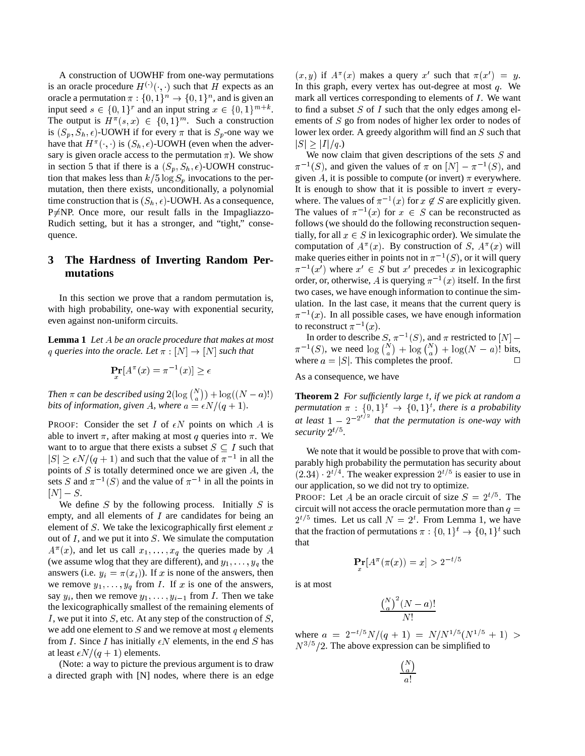A construction of UOWHF from one-way permutations is an oracle procedure $H^{(\cdot)}(\cdot,\cdot)$ such that $H$ expects as an oracle a permutation $\pi : \{0,1\}^n \to \{0,1\}^n$, and is given an input seed $s \in \{0,1\}^r$ and an input string $x \in \{0,1\}^{m+k}$. The output is $H^\pi(s,x) \in \{0,1\}^m$. Such a construction is $(S_p, S_h, \epsilon)$-UOWHF if for every $\pi$ that is $S_p$-one way we have that $H^\pi(\cdot,\cdot)$ is $(S_h,\epsilon)$-UOWH (even when the adversary is given oracle access to the permutation $\pi$). We show in section 5 that if there is a $(S_p, S_h, \epsilon)$-UOWH construction that makes less than $k/5 \log S_p$ invocations to the permutation, then there exists, unconditionally, a polynomial time construction that is $(S_h, \epsilon)$-UOWH. As a consequence, P≠NP. Once more, our result falls in the Impagliazzo-Rudich setting, but it has a stronger, and "tight," consequence.

## 3 The Hardness of Inverting Random Permutations

In this section we prove that a random permutation is, with high probability, one-way with exponential security, even against non-uniform circuits.

**Lemma 1** *Let $A$ be an oracle procedure that makes at most $q$ queries into the oracle. Let $\pi : [N] \to [N]$ such that*

$$\Pr_x[A^\pi(x) = \pi^{-1}(x)] \geq \epsilon$$

*Then $\pi$ can be described using $2(\log \binom{N}{a}) + \log((N-a)!)$ bits of information, given $A$, where $a = \epsilon N/(q+1)$.*

PROOF: Consider the set $I$ of $\epsilon N$ points on which $A$ is able to invert $\pi$, after making at most $q$ queries into $\pi$. We want to to argue that there exists a subset $S \subseteq I$ such that $|S| \geq \epsilon N/(q+1)$ and such that the value of $\pi^{-1}$ in all the points of $S$ is totally determined once we are given $A$, the sets $S$ and $\pi^{-1}(S)$ and the value of $\pi^{-1}$ in all the points in $[N] - S$.

We define $S$ by the following process. Initially $S$ is empty, and all elements of $I$ are candidates for being an element of $S$. We take the lexicographically first element $x$ out of $I$, and we put it into $S$. We simulate the computation $A^\pi(x)$, and let us call $x_1, \ldots, x_q$ the queries made by $A$ (we assume wlog that they are different), and $y_1, \ldots, y_q$ the answers (i.e. $y_i = \pi(x_i)$). If $x$ is none of the answers, then we remove $y_1, \ldots, y_q$ from $I$. If $x$ is one of the answers, say $y_i$, then we remove $y_1, \ldots, y_{i-1}$ from $I$. Then we take the lexicographically smallest of the remaining elements of $I$, we put it into $S$, etc. At any step of the construction of $S$, we add one element to $S$ and we remove at most $q$ elements from $I$. Since $I$ has initially $\epsilon N$ elements, in the end $S$ has at least $\epsilon N/(q+1)$ elements.

(Note: a way to picture the previous argument is to draw a directed graph with [N] nodes, where there is an edge $(x,y)$ if $A^\pi(x)$ makes a query $x'$ such that $\pi(x') = y$. In this graph, every vertex has out-degree at most $q$. We mark all vertices corresponding to elements of $I$. We want to find a subset $S$ of $I$ such that the only edges among elements of $S$ go from nodes of higher lex order to nodes of lower lex order. A greedy algorithm will find an $S$ such that $|S| \geq |I|/q$.)

We now claim that given descriptions of the sets $S$ and $\pi^{-1}(S)$, and given the values of $\pi$ on $[N] - \pi^{-1}(S)$, and given $A$, it is possible to compute (or invert) $\pi$ everywhere. It is enough to show that it is possible to invert $\pi$ everywhere. The values of $\pi^{-1}(x)$ for $x \notin S$ are explicitly given. The values of $\pi^{-1}(x)$ for $x \in S$ can be reconstructed as follows (we should do the following reconstruction sequentially, for all $x \in S$ in lexicographic order). We simulate the computation of $A^\pi(x)$. By construction of $S$, $A^\pi(x)$ will make queries either in points not in $\pi^{-1}(S)$, or it will query $\pi^{-1}(x')$ where $x' \in S$ but $x'$ precedes $x$ in lexicographic order, or, otherwise, $A$ is querying $\pi^{-1}(x)$ itself. In the first two cases, we have enough information to continue the simulation. In the last case, it means that the current query is $\pi^{-1}(x)$. In all possible cases, we have enough information to reconstruct $\pi^{-1}(x)$.

In order to describe $S$, $\pi^{-1}(S)$, and $\pi$ restricted to $[N] - \pi^{-1}(S)$, we need $\log \binom{N}{a} + \log \binom{N}{a} + \log(N-a)!$ bits, where $a = |S|$. This completes the proof. □

As a consequence, we have

**Theorem 2** *For sufficiently large $t$, if we pick at random a permutation $\pi : \{0,1\}^t \to \{0,1\}^t$, there is a probability at least $1 - 2^{-2^{t/2}}$ that the permutation is one-way with security $2^{t/5}$.*

We note that it would be possible to prove that with comparably high probability the permutation has security about $(2.34) \cdot 2^{t/4}$. The weaker expression $2^{t/5}$ is easier to use in our application, so we did not try to optimize.

PROOF: Let $A$ be an oracle circuit of size $S = 2^{t/5}$. The circuit will not access the oracle permutation more than $q = 2^{t/5}$ times. Let us call $N = 2^t$. From Lemma 1, we have that the fraction of permutations $\pi : \{0,1\}^t \to \{0,1\}^t$ such that

$$\Pr_x[A^\pi(\pi(x)) = x] > 2^{-t/5}$$

is at most

$$\frac{\binom{N}{a}^2 (N-a)!}{N!}$$

where $a = 2^{-t/5}N/(q+1) = N/N^{1/5}(N^{1/5}+1) > N^{3/5}/2$. The above expression can be simplified to

$$\frac{\binom{N}{a}}{a!}$$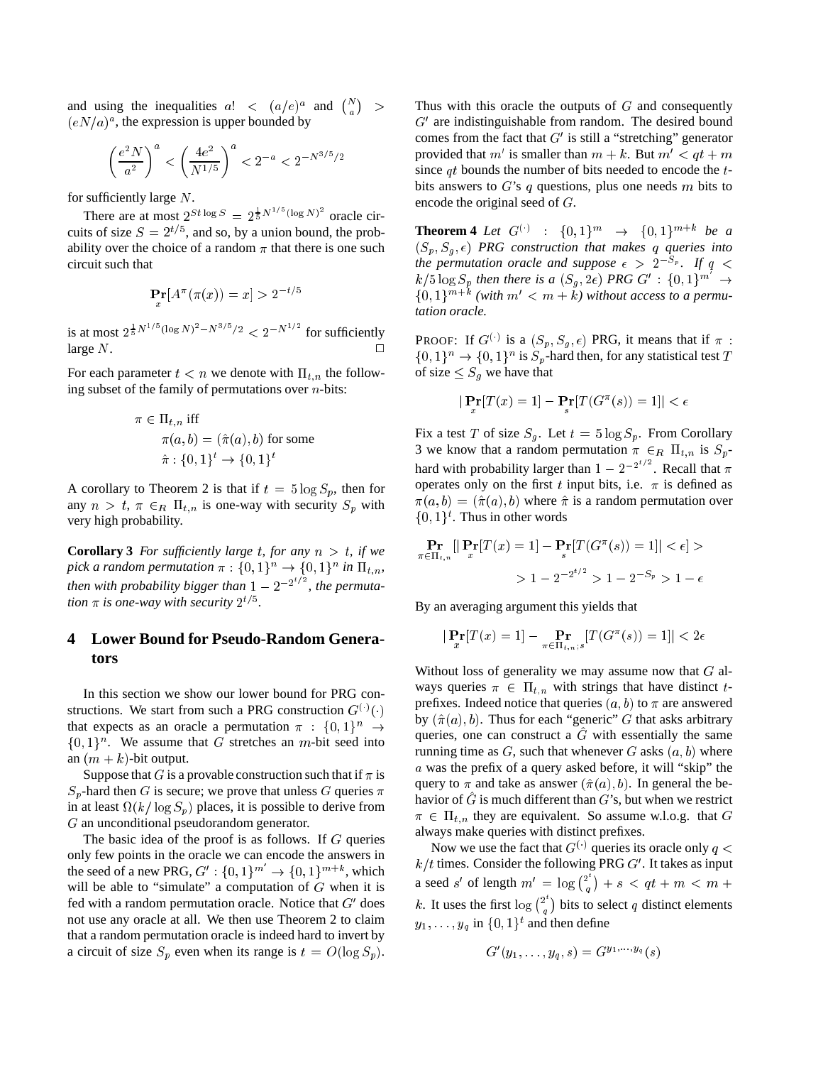and using the inequalities $a! < (a/e)^a$ and $\binom{N}{a} > (eN/a)^a$, the expression is upper bounded by

$$\left(\frac{e^2 N}{a^2}\right)^a < \left(\frac{4e^2}{N^{1/5}}\right)^a < 2^{-a} < 2^{-N^{3/5}/2}$$

for sufficiently large $N$.

There are at most $2^{St \log S} = 2^{\frac{1}{5}N^{1/5}(\log N)^2}$ oracle circuits of size $S = 2^{t/5}$, and so, by a union bound, the probability over the choice of a random $\pi$ that there is one such circuit such that

$$\Pr_x[A^\pi(\pi(x)) = x] > 2^{-t/5}$$

is at most $2^{\frac{1}{5}N^{1/5}(\log N)^2 - N^{3/5}/2} < 2^{-N^{1/2}}$ for sufficiently large $N$. □

For each parameter $t < n$ we denote with $\Pi_{t,n}$ the following subset of the family of permutations over $n$-bits:

$$\begin{aligned} \pi \in \Pi_{t,n} & \text{ iff} \\ & \pi(a,b) = (\hat{\pi}(a), b) \text{ for some} \\ & \hat{\pi} : \{0,1\}^t \to \{0,1\}^t \end{aligned}$$

A corollary to Theorem 2 is that if $t = 5 \log S_p$, then for any $n > t$, $\pi \in_R \Pi_{t,n}$ is one-way with security $S_p$ with very high probability.

**Corollary 3** *For sufficiently large $t$, for any $n > t$, if we pick a random permutation $\pi : \{0,1\}^n \to \{0,1\}^n$ in $\Pi_{t,n}$, then with probability bigger than $1 - 2^{-2^{t/2}}$, the permutation $\pi$ is one-way with security $2^{t/5}$.*

## 4 Lower Bound for Pseudo-Random Generators

In this section we show our lower bound for PRG constructions. We start from such a PRG construction $G^{(\cdot)}(\cdot)$ that expects as an oracle a permutation $\pi : \{0,1\}^n \to \{0,1\}^n$. We assume that $G$ stretches an $m$-bit seed into an $(m+k)$-bit output.

Suppose that $G$ is a provable construction such that if $\pi$ is $S_p$-hard then $G$ is secure; we prove that unless $G$ queries $\pi$ in at least $\Omega(k/\log S_p)$ places, it is possible to derive from $G$ an unconditional pseudorandom generator.

The basic idea of the proof is as follows. If $G$ queries only few points in the oracle we can encode the answers in the seed of a new PRG, $G' : \{0,1\}^{m'} \to \{0,1\}^{m+k}$, which will be able to "simulate" a computation of $G$ when it is fed with a random permutation oracle. Notice that $G'$ does not use any oracle at all. We then use Theorem 2 to claim that a random permutation oracle is indeed hard to invert by a circuit of size $S_p$ even when its range is $t = O(\log S_p)$. Thus with this oracle the outputs of $G$ and consequently $G'$ are indistinguishable from random. The desired bound comes from the fact that $G'$ is still a "stretching" generator provided that $m'$ is smaller than $m+k$. But $m' < qt + m$ since $qt$ bounds the number of bits needed to encode the $t$-bits answers to $G$'s $q$ questions, plus one needs $m$ bits to encode the original seed of $G$.

**Theorem 4** *Let $G^{(\cdot)} : \{0,1\}^m \to \{0,1\}^{m+k}$ be a $(S_p, S_g, \epsilon)$ PRG construction that makes $q$ queries into the permutation oracle and suppose $\epsilon > 2^{-S_p}$. If $q < k/5 \log S_p$ then there is a $(S_g, 2\epsilon)$ PRG $G' : \{0,1\}^{m'} \to \{0,1\}^{m+k}$ (with $m' < m+k$) without access to a permutation oracle.*

PROOF: If $G^{(\cdot)}$ is a $(S_p, S_g, \epsilon)$ PRG, it means that if $\pi : \{0,1\}^n \to \{0,1\}^n$ is $S_p$-hard then, for any statistical test $T$ of size $\leq S_g$ we have that

$$|\Pr_x[T(x) = 1] - \Pr_s[T(G^\pi(s)) = 1]| < \epsilon$$

Fix a test $T$ of size $S_g$. Let $t = 5 \log S_p$. From Corollary 3 we know that a random permutation $\pi \in_R \Pi_{t,n}$ is $S_p$-hard with probability larger than $1 - 2^{-2^{t/2}}$. Recall that $\pi$ operates only on the first $t$ input bits, i.e. $\pi$ is defined as $\pi(a,b) = (\hat{\pi}(a), b)$ where $\hat{\pi}$ is a random permutation over $\{0,1\}^t$. Thus in other words

$$\Pr_{\pi \in \Pi_{t,n}}[|\Pr_x[T(x) = 1] - \Pr_s[T(G^\pi(s)) = 1]| < \epsilon] >$$
$$> 1 - 2^{-2^{t/2}} > 1 - 2^{-S_p} > 1 - \epsilon$$

By an averaging argument this yields that

$$|\Pr_x[T(x) = 1] - \Pr_{\pi \in \Pi_{t,n}; s}[T(G^\pi(s)) = 1]| < 2\epsilon$$

Without loss of generality we may assume now that $G$ always queries $\pi \in \Pi_{t,n}$ with strings that have distinct $t$-prefixes. Indeed notice that queries $(a,b)$ to $\pi$ are answered by $(\hat{\pi}(a), b)$. Thus for each "generic" $G$ that asks arbitrary queries, one can construct a $\hat{G}$ with essentially the same running time as $G$, such that whenever $G$ asks $(a,b)$ where $a$ was the prefix of a query asked before, it will "skip" the query to $\pi$ and take as answer $(\hat{\pi}(a), b)$. In general the behavior of $\hat{G}$ is much different than $G$'s, but when we restrict $\pi \in \Pi_{t,n}$ they are equivalent. So assume w.l.o.g. that $G$ always make queries with distinct prefixes.

Now we use the fact that $G^{(\cdot)}$ queries its oracle only $q < k/t$ times. Consider the following PRG $G'$. It takes as input a seed $s'$ of length $m' = \log \binom{2^t}{q} + s < qt + m < m + k$. It uses the first $\log \binom{2^t}{q}$ bits to select $q$ distinct elements $y_1, \ldots, y_q$ in $\{0,1\}^t$ and then define

$$G'(y_1, \ldots, y_q, s) = G^{y_1, \ldots, y_q}(s)$$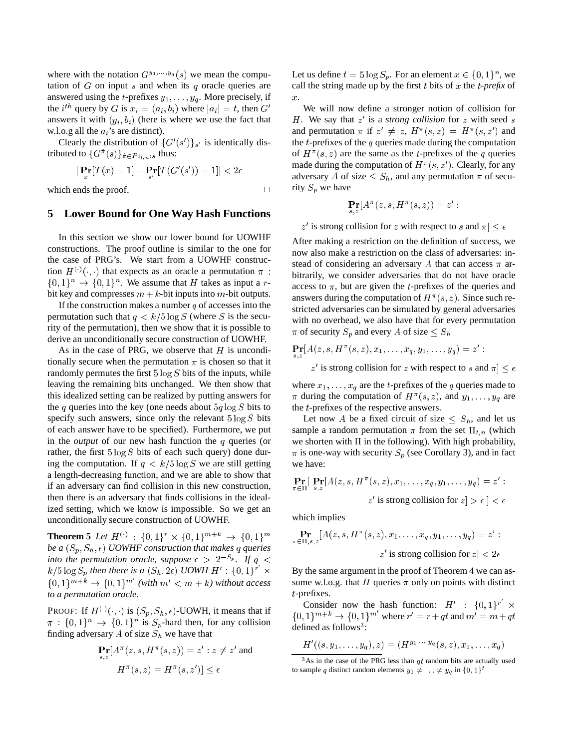where with the notation $G^{y_1,\cdots,y_q}(s)$ we mean the computation of $G$ on input $s$ and when its $q$ oracle queries are answered using the $t$-prefixes $y_1,\ldots,y_q$. More precisely, if the $i^{th}$ query by $G$ is $x_i = (a_i, b_i)$ where $|a_i| = t$, then $G'$ answers it with $(y_i, b_i)$ (here is where we use the fact that w.l.o.g all the $a_i$'s are distinct).

Clearly the distribution of $\{G'(s')\}_{s'}$ is identically distributed to $\{G^{\hat{\pi}}(s)\}_{\hat{\pi}\in Pi_{t,n};s}$ thus:

$$|\Pr_x[T(x) = 1] - \Pr_{s'}[T(G'(s')) = 1]| < 2\epsilon$$

which ends the proof. □

## 5 Lower Bound for One Way Hash Functions

In this section we show our lower bound for UOWHF constructions. The proof outline is similar to the one for the case of PRG's. We start from a UOWHF construction $H^{(\cdot)}(\cdot,\cdot)$ that expects as an oracle a permutation $\pi : \{0,1\}^n \to \{0,1\}^n$. We assume that $H$ takes as input a $r$-bit key and compresses $m+k$-bit inputs into $m$-bit outputs.

If the construction makes a number $q$ of accesses into the permutation such that $q < k/5\log S$ (where $S$ is the security of the permutation), then we show that it is possible to derive an unconditionally secure construction of UOWHF.

As in the case of PRG, we observe that $H$ is unconditionally secure when the permutation $\pi$ is chosen so that it randomly permutes the first $5\log S$ bits of the inputs, while leaving the remaining bits unchanged. We then show that this idealized setting can be realized by putting answers for the $q$ queries into the key (one needs about $5q\log S$ bits to specify such answers, since only the relevant $5\log S$ bits of each answer have to be specified). Furthermore, we put in the *output* of our new hash function the $q$ queries (or rather, the first $5\log S$ bits of each such query) done during the computation. If $q < k/5\log S$ we are still getting a length-decreasing function, and we are able to show that if an adversary can find collision in this new construction, then there is an adversary that finds collisions in the idealized setting, which we know is impossible. So we get an unconditionally secure construction of UOWHF.

**Theorem 5** *Let $H^{(\cdot)} : \{0,1\}^r \times \{0,1\}^{m+k} \to \{0,1\}^m$ be a $(S_p, S_h, \epsilon)$ UOWHF construction that makes $q$ queries into the permutation oracle, suppose $\epsilon > 2^{-S_p}$. If $q < k/5\log S_p$ then there is a $(S_h, 2\epsilon)$ UOWH $H' : \{0,1\}^{r'} \times \{0,1\}^{m+k} \to \{0,1\}^{m'}$ (with $m' < m+k$) without access to a permutation oracle.*

PROOF: If $H^{(\cdot)}(\cdot,\cdot)$ is $(S_p, S_h, \epsilon)$-UOWH, it means that if $\pi : \{0,1\}^n \to \{0,1\}^n$ is $S_p$-hard then, for any collision finding adversary $A$ of size $S_h$ we have that

$$\Pr_{s,z}[A^\pi(z, s, H^\pi(s,z)) = z' : z \neq z' \text{ and } H^\pi(s,z) = H^\pi(s,z')] \leq \epsilon$$

Let us define $t = 5\log S_p$. For an element $x \in \{0,1\}^n$, we call the string made up by the first $t$ bits of $x$ the *$t$-prefix* of $x$.

We will now define a stronger notion of collision for $H$. We say that $z'$ is a *strong collision* for $z$ with seed $s$ and permutation $\pi$ if $z' \neq z$, $H^\pi(s,z) = H^\pi(s,z')$ and the $t$-prefixes of the $q$ queries made during the computation of $H^\pi(s,z)$ are the same as the $t$-prefixes of the $q$ queries made during the computation of $H^\pi(s,z')$. Clearly, for any adversary $A$ of size $\leq S_h$, and any permutation $\pi$ of security $S_p$ we have

$$\Pr_{s,z}[A^\pi(z, s, H^\pi(s,z)) = z' : z' \text{ is strong collision for } z \text{ with respect to } s \text{ and } \pi] \leq \epsilon$$

After making a restriction on the definition of success, we now also make a restriction on the class of adversaries: instead of considering an adversary $A$ that can access $\pi$ arbitrarily, we consider adversaries that do not have oracle access to $\pi$, but are given the $t$-prefixes of the queries and answers during the computation of $H^\pi(s,z)$. Since such restricted adversaries can be simulated by general adversaries with no overhead, we also have that for every permutation $\pi$ of security $S_p$ and every $A$ of size $\leq S_h$

$$\Pr_{s,z}[A(z, s, H^\pi(s,z), x_1,\ldots,x_q, y_1,\ldots,y_q) = z' : z' \text{ is strong collision for } z \text{ with respect to } s \text{ and } \pi] \leq \epsilon$$

where $x_1,\ldots,x_q$ are the $t$-prefixes of the $q$ queries made to $\pi$ during the computation of $H^\pi(s,z)$, and $y_1,\ldots,y_q$ are the $t$-prefixes of the respective answers.

Let now $A$ be a fixed circuit of size $\leq S_h$, and let us sample a random permutation $\pi$ from the set $\Pi_{t,n}$ (which we shorten with $\Pi$ in the following). With high probability, $\pi$ is one-way with security $S_p$ (see Corollary 3), and in fact we have:

$$\Pr_{\pi\in\Pi}[\Pr_{s,z}[A(z, s, H^\pi(s,z), x_1,\ldots,x_q, y_1,\ldots,y_q) = z' : z' \text{ is strong collision for } z] > \epsilon\,] < \epsilon$$

which implies

$$\Pr_{\pi\in\Pi,s,z}[A(z, s, H^\pi(s,z), x_1,\ldots,x_q, y_1,\ldots,y_q) = z' : z' \text{ is strong collision for } z] < 2\epsilon$$

By the same argument in the proof of Theorem 4 we can assume w.l.o.g. that $H$ queries $\pi$ only on points with distinct $t$-prefixes.

Consider now the hash function: $H' : \{0,1\}^{r'} \times \{0,1\}^{m+k} \to \{0,1\}^{m'}$ where $r' = r + qt$ and $m' = m + qt$ defined as follows[3]:

$$H'((s, y_1,\ldots,y_q), z) = (H^{y_1,\cdots,y_q}(s,z), x_1,\ldots,x_q)$$

[3] As in the case of the PRG less than $qt$ random bits are actually used to sample $q$ distinct random elements $y_1 \neq \ldots \neq y_q$ in $\{0,1\}^t$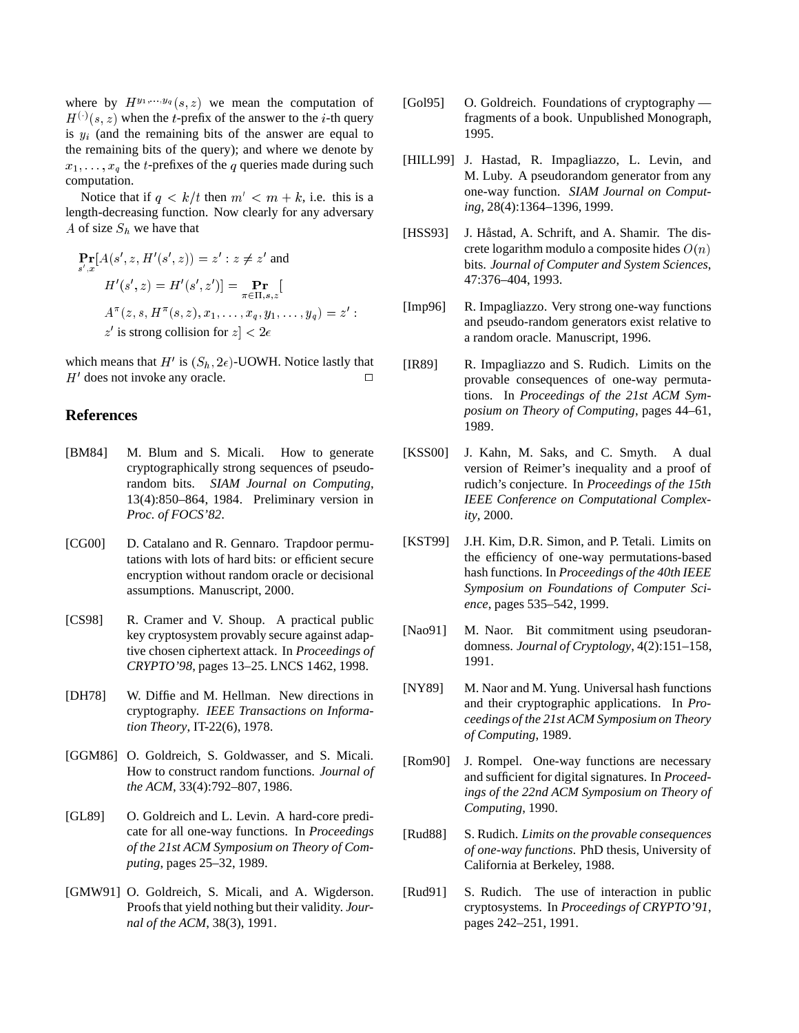where by $H^{y_1,\ldots,y_q}(s,z)$ we mean the computation of $H^{(\cdot)}(s,z)$ when the $t$-prefix of the answer to the $i$-th query is $y_i$ (and the remaining bits of the answer are equal to the remaining bits of the query); and where we denote by $x_1,\ldots,x_q$ the $t$-prefixes of the $q$ queries made during such computation.

Notice that if $q < k/t$ then $m' < m + k$, i.e. this is a length-decreasing function. Now clearly for any adversary $A$ of size $S_h$ we have that

$$\begin{aligned}
&\mathop{\mathbf{Pr}}_{s',x}[A(s',z,H'(s',z)) = z' : z \neq z' \text{ and} \\
&\quad H'(s',z) = H'(s',z')] = \mathop{\mathbf{Pr}}_{\pi\in\Pi,s,z}[ \\
&\quad A^{\pi}(z,s,H^{\pi}(s,z),x_1,\ldots,x_q,y_1,\ldots,y_q) = z' : \\
&\quad z' \text{ is strong collision for } z] < 2\epsilon
\end{aligned}$$

which means that $H'$ is $(S_h, 2\epsilon)$-UOWH. Notice lastly that $H'$ does not invoke any oracle. □

## References

[BM84] M. Blum and S. Micali. How to generate cryptographically strong sequences of pseudo-random bits. *SIAM Journal on Computing*, 13(4):850–864, 1984. Preliminary version in *Proc. of FOCS'82*.

[CG00] D. Catalano and R. Gennaro. Trapdoor permutations with lots of hard bits: or efficient secure encryption without random oracle or decisional assumptions. Manuscript, 2000.

[CS98] R. Cramer and V. Shoup. A practical public key cryptosystem provably secure against adaptive chosen ciphertext attack. In *Proceedings of CRYPTO'98*, pages 13–25. LNCS 1462, 1998.

[DH78] W. Diffie and M. Hellman. New directions in cryptography. *IEEE Transactions on Information Theory*, IT-22(6), 1978.

[GGM86] O. Goldreich, S. Goldwasser, and S. Micali. How to construct random functions. *Journal of the ACM*, 33(4):792–807, 1986.

[GL89] O. Goldreich and L. Levin. A hard-core predicate for all one-way functions. In *Proceedings of the 21st ACM Symposium on Theory of Computing*, pages 25–32, 1989.

[GMW91] O. Goldreich, S. Micali, and A. Wigderson. Proofs that yield nothing but their validity. *Journal of the ACM*, 38(3), 1991.

[Gol95] O. Goldreich. Foundations of cryptography — fragments of a book. Unpublished Monograph, 1995.

[HILL99] J. Hastad, R. Impagliazzo, L. Levin, and M. Luby. A pseudorandom generator from any one-way function. *SIAM Journal on Computing*, 28(4):1364–1396, 1999.

[HSS93] J. Håstad, A. Schrift, and A. Shamir. The discrete logarithm modulo a composite hides $O(n)$ bits. *Journal of Computer and System Sciences*, 47:376–404, 1993.

[Imp96] R. Impagliazzo. Very strong one-way functions and pseudo-random generators exist relative to a random oracle. Manuscript, 1996.

[IR89] R. Impagliazzo and S. Rudich. Limits on the provable consequences of one-way permutations. In *Proceedings of the 21st ACM Symposium on Theory of Computing*, pages 44–61, 1989.

[KSS00] J. Kahn, M. Saks, and C. Smyth. A dual version of Reimer's inequality and a proof of rudich's conjecture. In *Proceedings of the 15th IEEE Conference on Computational Complexity*, 2000.

[KST99] J.H. Kim, D.R. Simon, and P. Tetali. Limits on the efficiency of one-way permutations-based hash functions. In *Proceedings of the 40th IEEE Symposium on Foundations of Computer Science*, pages 535–542, 1999.

[Nao91] M. Naor. Bit commitment using pseudorandomness. *Journal of Cryptology*, 4(2):151–158, 1991.

[NY89] M. Naor and M. Yung. Universal hash functions and their cryptographic applications. In *Proceedings of the 21st ACM Symposium on Theory of Computing*, 1989.

[Rom90] J. Rompel. One-way functions are necessary and sufficient for digital signatures. In *Proceedings of the 22nd ACM Symposium on Theory of Computing*, 1990.

[Rud88] S. Rudich. *Limits on the provable consequences of one-way functions*. PhD thesis, University of California at Berkeley, 1988.

[Rud91] S. Rudich. The use of interaction in public cryptosystems. In *Proceedings of CRYPTO'91*, pages 242–251, 1991.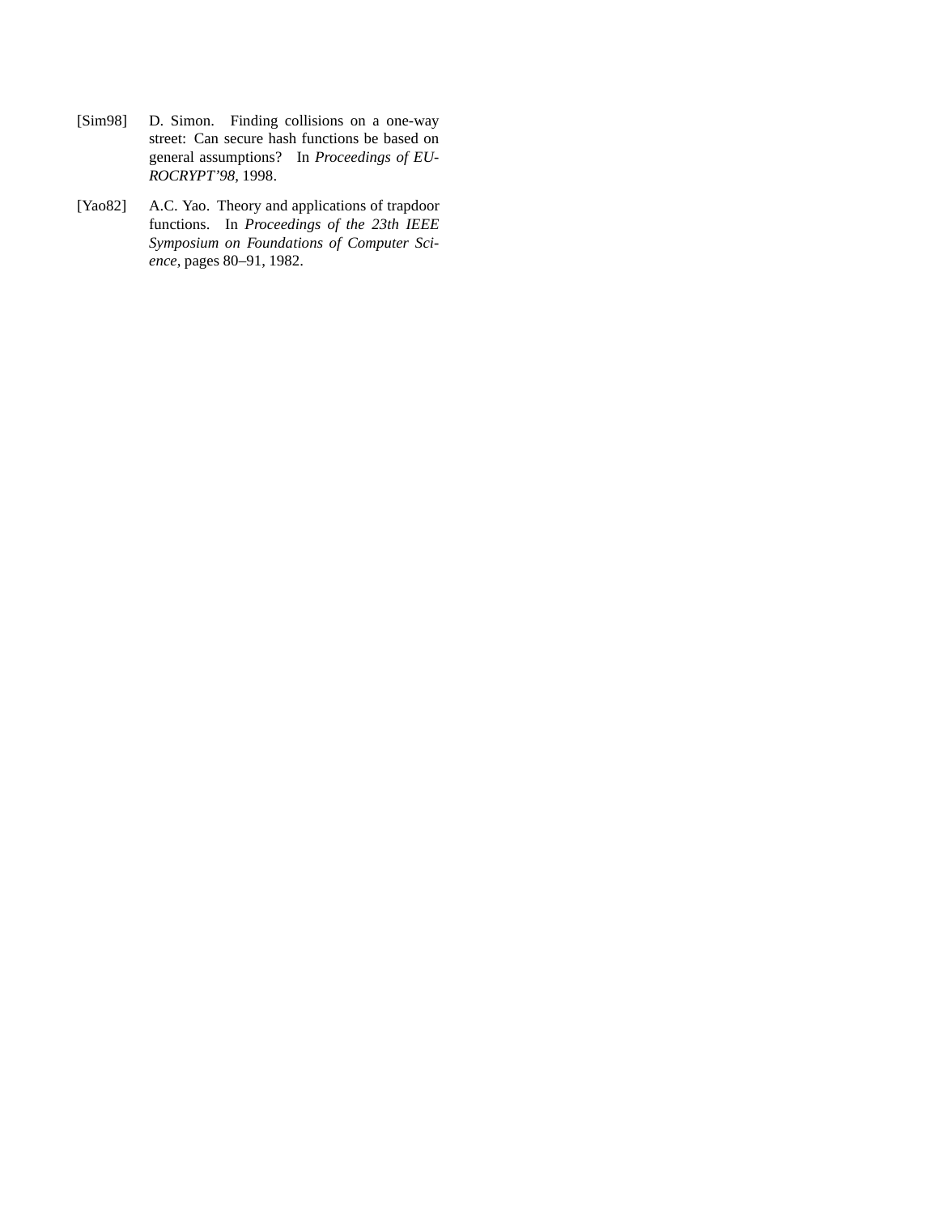[Sim98] D. Simon. Finding collisions on a one-way street: Can secure hash functions be based on general assumptions? In *Proceedings of EUROCRYPT'98*, 1998.

[Yao82] A.C. Yao. Theory and applications of trapdoor functions. In *Proceedings of the 23th IEEE Symposium on Foundations of Computer Science*, pages 80–91, 1982.